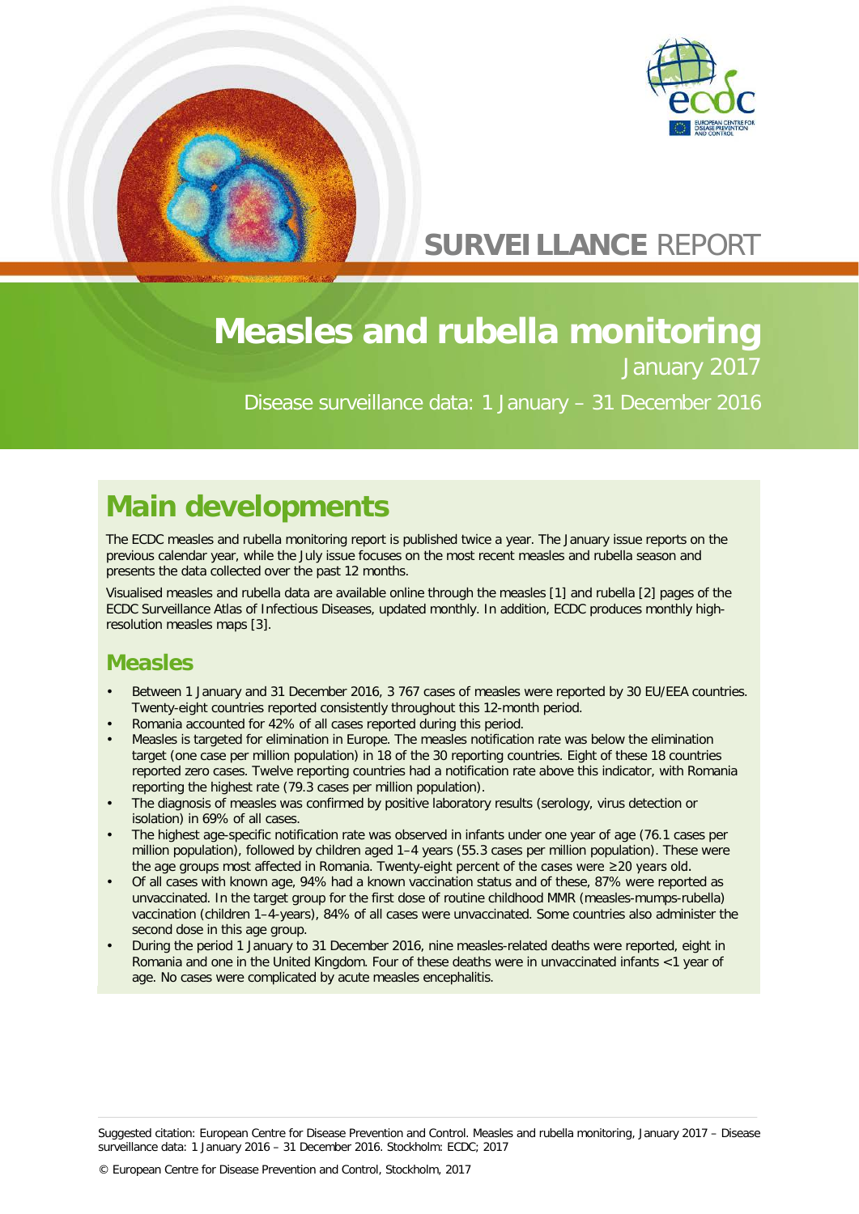SURVEILLANCE REPORT

# Measles and rubella monitoring

January 2017

Disease surveillance data: 1 January – 31 December 2016

## Main developments

The ECDC measles and rubella monitoring report is published twice a year. The January issue reports on the previous calendar year, while the July issue focuses on the most recent measles and rubella season and presents the data collected over the past 12 months.

Visualised measles and rubella data are available online through the measles [1] and rubella [2] pages of the ECDC Surveillance Atlas of Infectious Diseases, updated monthly. In addition, ECDC produces monthly high-resolution measles maps [3].

### Measles

- Between 1 January and 31 December 2016, 3 767 cases of measles were reported by 30 EU/EEA countries. Twenty-eight countries reported consistently throughout this 12-month period.
- Romania accounted for 42% of all cases reported during this period.
- Measles is targeted for elimination in Europe. The measles notification rate was below the elimination target (one case per million population) in 18 of the 30 reporting countries. Eight of these 18 countries reported zero cases. Twelve reporting countries had a notification rate above this indicator, with Romania reporting the highest rate (79.3 cases per million population).
- The diagnosis of measles was confirmed by positive laboratory results (serology, virus detection or isolation) in 69% of all cases.
- The highest age-specific notification rate was observed in infants under one year of age (76.1 cases per million population), followed by children aged 1–4 years (55.3 cases per million population). These were the age groups most affected in Romania. Twenty-eight percent of the cases were ≥20 years old.
- Of all cases with known age, 94% had a known vaccination status and of these, 87% were reported as unvaccinated. In the target group for the first dose of routine childhood MMR (measles-mumps-rubella) vaccination (children 1–4-years), 84% of all cases were unvaccinated. Some countries also administer the second dose in this age group.
- During the period 1 January to 31 December 2016, nine measles-related deaths were reported, eight in Romania and one in the United Kingdom. Four of these deaths were in unvaccinated infants <1 year of age. No cases were complicated by acute measles encephalitis.

Suggested citation: European Centre for Disease Prevention and Control. Measles and rubella monitoring, January 2017 – Disease surveillance data: 1 January 2016 – 31 December 2016. Stockholm: ECDC; 2017

© European Centre for Disease Prevention and Control, Stockholm, 2017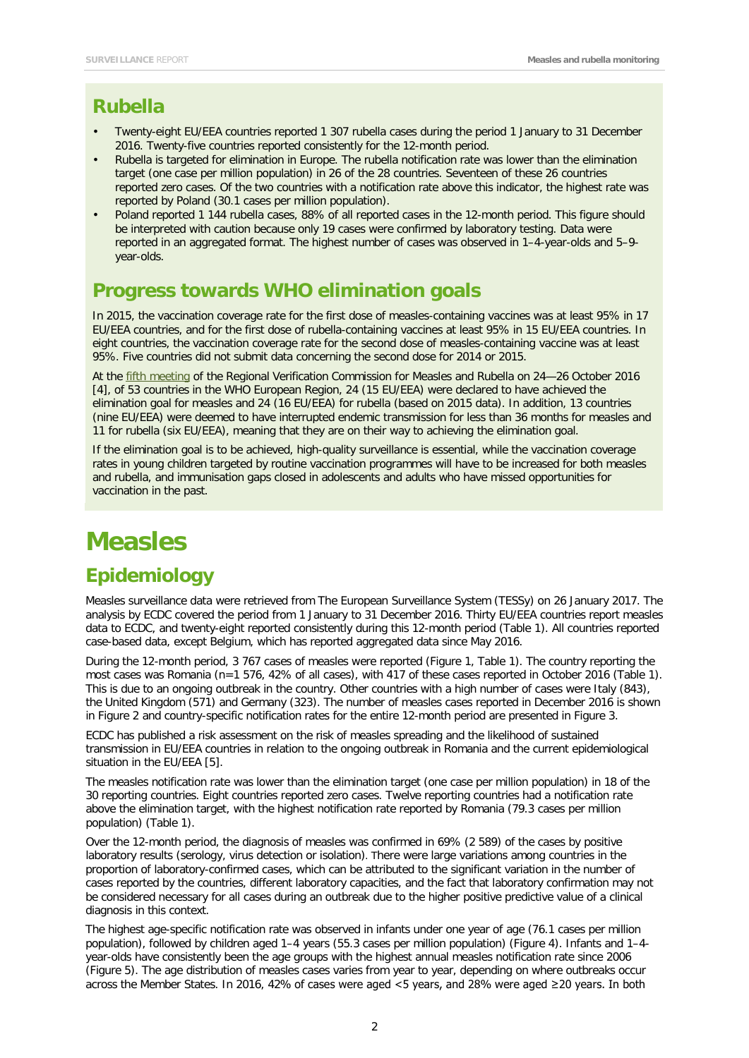## Rubella

- Twenty-eight EU/EEA countries reported 1 307 rubella cases during the period 1 January to 31 December 2016. Twenty-five countries reported consistently for the 12-month period.
- Rubella is targeted for elimination in Europe. The rubella notification rate was lower than the elimination target (one case per million population) in 26 of the 28 countries. Seventeen of these 26 countries reported zero cases. Of the two countries with a notification rate above this indicator, the highest rate was reported by Poland (30.1 cases per million population).
- Poland reported 1 144 rubella cases, 88% of all reported cases in the 12-month period. This figure should be interpreted with caution because only 19 cases were confirmed by laboratory testing. Data were reported in an aggregated format. The highest number of cases was observed in 1–4-year-olds and 5–9-year-olds.

## Progress towards WHO elimination goals

In 2015, the vaccination coverage rate for the first dose of measles-containing vaccines was at least 95% in 17 EU/EEA countries, and for the first dose of rubella-containing vaccines at least 95% in 15 EU/EEA countries. In eight countries, the vaccination coverage rate for the second dose of measles-containing vaccine was at least 95%. Five countries did not submit data concerning the second dose for 2014 or 2015.

At the fifth meeting of the Regional Verification Commission for Measles and Rubella on 24—26 October 2016 [4], of 53 countries in the WHO European Region, 24 (15 EU/EEA) were declared to have achieved the elimination goal for measles and 24 (16 EU/EEA) for rubella (based on 2015 data). In addition, 13 countries (nine EU/EEA) were deemed to have interrupted endemic transmission for less than 36 months for measles and 11 for rubella (six EU/EEA), meaning that they are on their way to achieving the elimination goal.

If the elimination goal is to be achieved, high-quality surveillance is essential, while the vaccination coverage rates in young children targeted by routine vaccination programmes will have to be increased for both measles and rubella, and immunisation gaps closed in adolescents and adults who have missed opportunities for vaccination in the past.

# Measles

## Epidemiology

Measles surveillance data were retrieved from The European Surveillance System (TESSy) on 26 January 2017. The analysis by ECDC covered the period from 1 January to 31 December 2016. Thirty EU/EEA countries report measles data to ECDC, and twenty-eight reported consistently during this 12-month period (Table 1). All countries reported case-based data, except Belgium, which has reported aggregated data since May 2016.

During the 12-month period, 3 767 cases of measles were reported (Figure 1, Table 1). The country reporting the most cases was Romania (n=1 576, 42% of all cases), with 417 of these cases reported in October 2016 (Table 1). This is due to an ongoing outbreak in the country. Other countries with a high number of cases were Italy (843), the United Kingdom (571) and Germany (323). The number of measles cases reported in December 2016 is shown in Figure 2 and country-specific notification rates for the entire 12-month period are presented in Figure 3.

ECDC has published a risk assessment on the risk of measles spreading and the likelihood of sustained transmission in EU/EEA countries in relation to the ongoing outbreak in Romania and the current epidemiological situation in the EU/EEA [5].

The measles notification rate was lower than the elimination target (one case per million population) in 18 of the 30 reporting countries. Eight countries reported zero cases. Twelve reporting countries had a notification rate above the elimination target, with the highest notification rate reported by Romania (79.3 cases per million population) (Table 1).

Over the 12-month period, the diagnosis of measles was confirmed in 69% (2 589) of the cases by positive laboratory results (serology, virus detection or isolation). There were large variations among countries in the proportion of laboratory-confirmed cases, which can be attributed to the significant variation in the number of cases reported by the countries, different laboratory capacities, and the fact that laboratory confirmation may not be considered necessary for all cases during an outbreak due to the higher positive predictive value of a clinical diagnosis in this context.

The highest age-specific notification rate was observed in infants under one year of age (76.1 cases per million population), followed by children aged 1–4 years (55.3 cases per million population) (Figure 4). Infants and 1–4-year-olds have consistently been the age groups with the highest annual measles notification rate since 2006 (Figure 5). The age distribution of measles cases varies from year to year, depending on where outbreaks occur across the Member States. In 2016, 42% of cases were aged <5 years, and 28% were aged ≥20 years. In both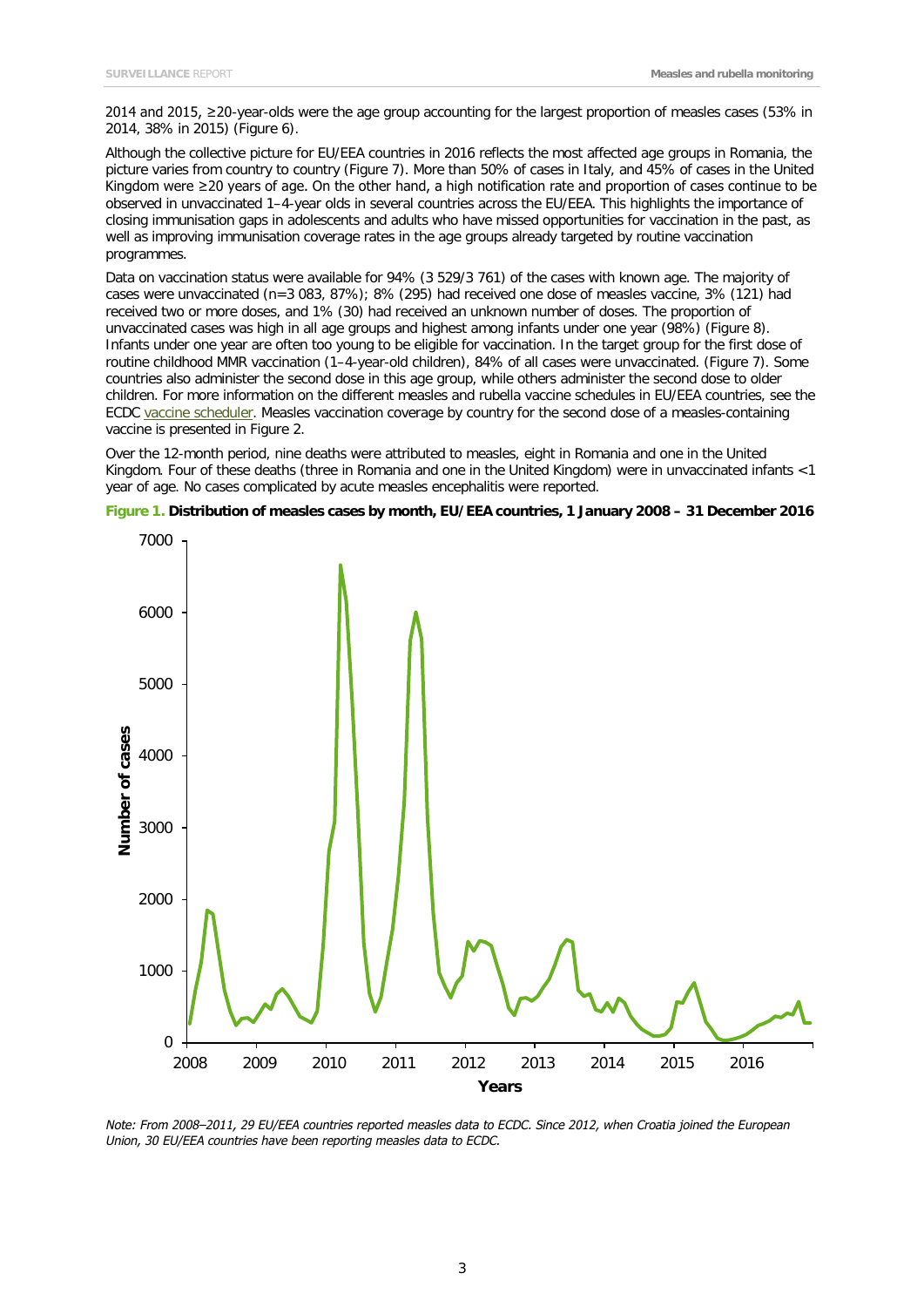2014 and 2015, ≥20-year-olds were the age group accounting for the largest proportion of measles cases (53% in 2014, 38% in 2015) (Figure 6).

Although the collective picture for EU/EEA countries in 2016 reflects the most affected age groups in Romania, the picture varies from country to country (Figure 7). More than 50% of cases in Italy, and 45% of cases in the United Kingdom were ≥20 years of age. On the other hand, a high notification rate and proportion of cases continue to be observed in unvaccinated 1–4-year olds in several countries across the EU/EEA. This highlights the importance of closing immunisation gaps in adolescents and adults who have missed opportunities for vaccination in the past, as well as improving immunisation coverage rates in the age groups already targeted by routine vaccination programmes.

Data on vaccination status were available for 94% (3 529/3 761) of the cases with known age. The majority of cases were unvaccinated (n=3 083, 87%); 8% (295) had received one dose of measles vaccine, 3% (121) had received two or more doses, and 1% (30) had received an unknown number of doses. The proportion of unvaccinated cases was high in all age groups and highest among infants under one year (98%) (Figure 8). Infants under one year are often too young to be eligible for vaccination. In the target group for the first dose of routine childhood MMR vaccination (1–4-year-old children), 84% of all cases were unvaccinated. (Figure 7). Some countries also administer the second dose in this age group, while others administer the second dose to older children. For more information on the different measles and rubella vaccine schedules in EU/EEA countries, see the ECDC vaccine scheduler. Measles vaccination coverage by country for the second dose of a measles-containing vaccine is presented in Figure 2.

Over the 12-month period, nine deaths were attributed to measles, eight in Romania and one in the United Kingdom. Four of these deaths (three in Romania and one in the United Kingdom) were in unvaccinated infants <1 year of age. No cases complicated by acute measles encephalitis were reported.

**Figure 1. Distribution of measles cases by month, EU/EEA countries, 1 January 2008 – 31 December 2016**

*Note: From 2008–2011, 29 EU/EEA countries reported measles data to ECDC. Since 2012, when Croatia joined the European Union, 30 EU/EEA countries have been reporting measles data to ECDC.*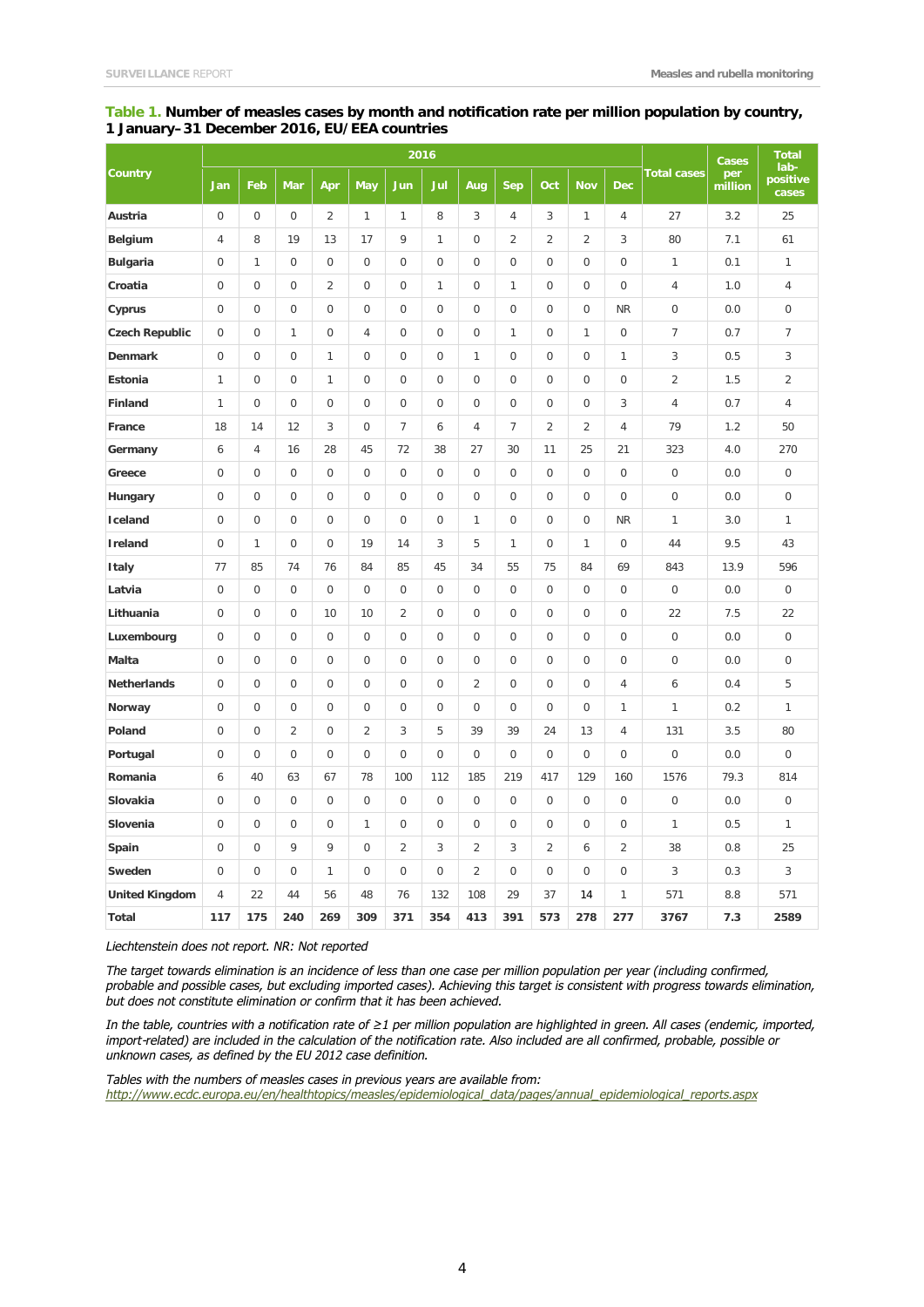**Table 1. Number of measles cases by month and notification rate per million population by country, 1 January–31 December 2016, EU/EEA countries**

| Country | 2016 | | | | | | | | | | | | Total cases | Cases per million | Total lab-positive cases |
|---|---|---|---|---|---|---|---|---|---|---|---|---|---|---|---|
| | Jan | Feb | Mar | Apr | May | Jun | Jul | Aug | Sep | Oct | Nov | Dec | | | |
| **Austria** | 0 | 0 | 0 | 2 | 1 | 1 | 8 | 3 | 4 | 3 | 1 | 4 | 27 | 3.2 | 25 |
| **Belgium** | 4 | 8 | 19 | 13 | 17 | 9 | 1 | 0 | 2 | 2 | 2 | 3 | 80 | 7.1 | 61 |
| **Bulgaria** | 0 | 1 | 0 | 0 | 0 | 0 | 0 | 0 | 0 | 0 | 0 | 0 | 1 | 0.1 | 1 |
| **Croatia** | 0 | 0 | 0 | 2 | 0 | 0 | 1 | 0 | 1 | 0 | 0 | 0 | 4 | 1.0 | 4 |
| **Cyprus** | 0 | 0 | 0 | 0 | 0 | 0 | 0 | 0 | 0 | 0 | 0 | NR | 0 | 0.0 | 0 |
| **Czech Republic** | 0 | 0 | 1 | 0 | 4 | 0 | 0 | 0 | 1 | 0 | 1 | 0 | 7 | 0.7 | 7 |
| **Denmark** | 0 | 0 | 0 | 1 | 0 | 0 | 0 | 1 | 0 | 0 | 0 | 1 | 3 | 0.5 | 3 |
| **Estonia** | 1 | 0 | 0 | 1 | 0 | 0 | 0 | 0 | 0 | 0 | 0 | 0 | 2 | 1.5 | 2 |
| **Finland** | 1 | 0 | 0 | 0 | 0 | 0 | 0 | 0 | 0 | 0 | 0 | 3 | 4 | 0.7 | 4 |
| **France** | 18 | 14 | 12 | 3 | 0 | 7 | 6 | 4 | 7 | 2 | 2 | 4 | 79 | 1.2 | 50 |
| **Germany** | 6 | 4 | 16 | 28 | 45 | 72 | 38 | 27 | 30 | 11 | 25 | 21 | 323 | 4.0 | 270 |
| **Greece** | 0 | 0 | 0 | 0 | 0 | 0 | 0 | 0 | 0 | 0 | 0 | 0 | 0 | 0.0 | 0 |
| **Hungary** | 0 | 0 | 0 | 0 | 0 | 0 | 0 | 0 | 0 | 0 | 0 | 0 | 0 | 0.0 | 0 |
| **Iceland** | 0 | 0 | 0 | 0 | 0 | 0 | 0 | 1 | 0 | 0 | 0 | NR | 1 | 3.0 | 1 |
| **Ireland** | 0 | 1 | 0 | 0 | 19 | 14 | 3 | 5 | 1 | 0 | 1 | 0 | 44 | 9.5 | 43 |
| **Italy** | 77 | 85 | 74 | 76 | 84 | 85 | 45 | 34 | 55 | 75 | 84 | 69 | 843 | 13.9 | 596 |
| **Latvia** | 0 | 0 | 0 | 0 | 0 | 0 | 0 | 0 | 0 | 0 | 0 | 0 | 0 | 0.0 | 0 |
| **Lithuania** | 0 | 0 | 0 | 10 | 10 | 2 | 0 | 0 | 0 | 0 | 0 | 0 | 22 | 7.5 | 22 |
| **Luxembourg** | 0 | 0 | 0 | 0 | 0 | 0 | 0 | 0 | 0 | 0 | 0 | 0 | 0 | 0.0 | 0 |
| **Malta** | 0 | 0 | 0 | 0 | 0 | 0 | 0 | 0 | 0 | 0 | 0 | 0 | 0 | 0.0 | 0 |
| **Netherlands** | 0 | 0 | 0 | 0 | 0 | 0 | 0 | 2 | 0 | 0 | 0 | 4 | 6 | 0.4 | 5 |
| **Norway** | 0 | 0 | 0 | 0 | 0 | 0 | 0 | 0 | 0 | 0 | 0 | 1 | 1 | 0.2 | 1 |
| **Poland** | 0 | 0 | 2 | 0 | 2 | 3 | 5 | 39 | 39 | 24 | 13 | 4 | 131 | 3.5 | 80 |
| **Portugal** | 0 | 0 | 0 | 0 | 0 | 0 | 0 | 0 | 0 | 0 | 0 | 0 | 0 | 0.0 | 0 |
| **Romania** | 6 | 40 | 63 | 67 | 78 | 100 | 112 | 185 | 219 | 417 | 129 | 160 | 1576 | 79.3 | 814 |
| **Slovakia** | 0 | 0 | 0 | 0 | 0 | 0 | 0 | 0 | 0 | 0 | 0 | 0 | 0 | 0.0 | 0 |
| **Slovenia** | 0 | 0 | 0 | 0 | 1 | 0 | 0 | 0 | 0 | 0 | 0 | 0 | 1 | 0.5 | 1 |
| **Spain** | 0 | 0 | 9 | 9 | 0 | 2 | 3 | 2 | 3 | 2 | 6 | 2 | 38 | 0.8 | 25 |
| **Sweden** | 0 | 0 | 0 | 1 | 0 | 0 | 0 | 2 | 0 | 0 | 0 | 0 | 3 | 0.3 | 3 |
| **United Kingdom** | 4 | 22 | 44 | 56 | 48 | 76 | 132 | 108 | 29 | 37 | 14 | 1 | 571 | 8.8 | 571 |
| **Total** | **117** | **175** | **240** | **269** | **309** | **371** | **354** | **413** | **391** | **573** | **278** | **277** | **3767** | **7.3** | **2589** |

*Liechtenstein does not report. NR: Not reported*

*The target towards elimination is an incidence of less than one case per million population per year (including confirmed, probable and possible cases, but excluding imported cases). Achieving this target is consistent with progress towards elimination, but does not constitute elimination or confirm that it has been achieved.*

*In the table, countries with a notification rate of ≥1 per million population are highlighted in green. All cases (endemic, imported, import-related) are included in the calculation of the notification rate. Also included are all confirmed, probable, possible or unknown cases, as defined by the EU 2012 case definition.*

*Tables with the numbers of measles cases in previous years are available from:*
*http://www.ecdc.europa.eu/en/healthtopics/measles/epidemiological_data/pages/annual_epidemiological_reports.aspx*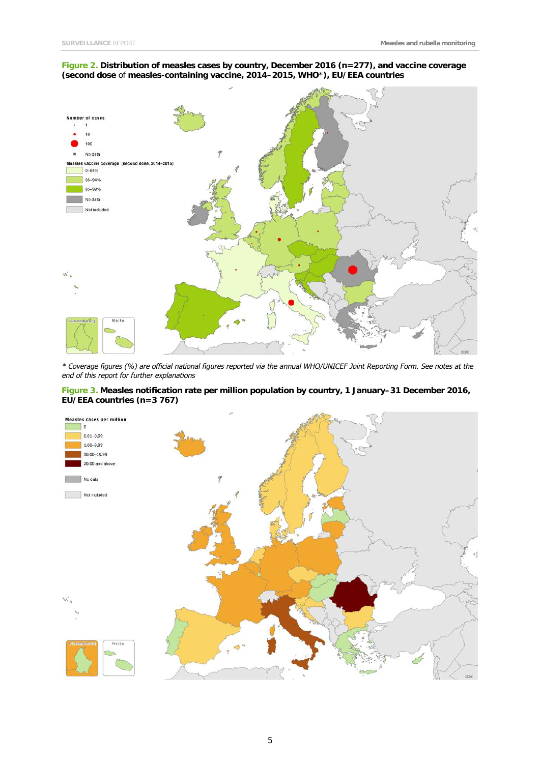**Figure 2. Distribution of measles cases by country, December 2016 (n=277), and vaccine coverage (second dose of measles-containing vaccine, 2014–2015, WHO*), EU/EEA countries**

Number of cases
- 1
- 10
- 100
- No data

Measles vaccine coverage (second dose, 2014–2015)
- 0–84%
- 85–94%
- 95–99%
- No data
- Not included

*Coverage figures (%) are official national figures reported via the annual WHO/UNICEF Joint Reporting Form. See notes at the end of this report for further explanations*

**Figure 3. Measles notification rate per million population by country, 1 January–31 December 2016, EU/EEA countries (n=3 767)**

Measles cases per million
- 0
- 0.01–0.99
- 1.00–9.99
- 10.00–19.99
- 20.00 and above
- No data
- Not included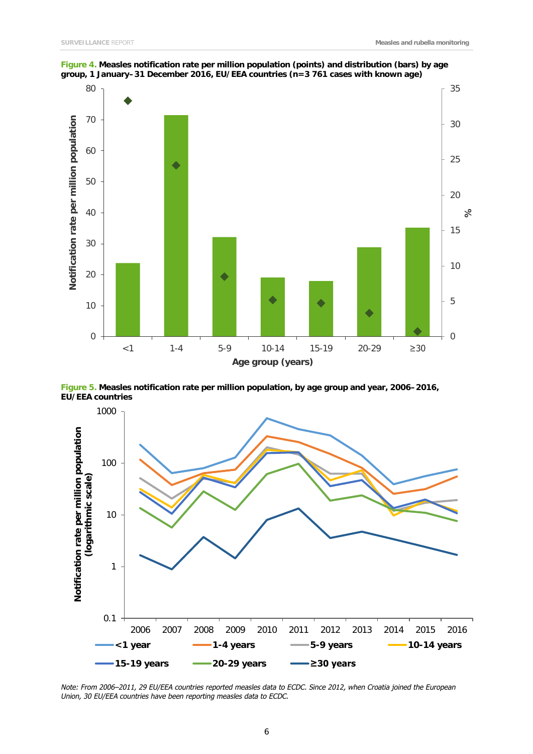**Figure 4.** **Measles notification rate per million population (points) and distribution (bars) by age group, 1 January–31 December 2016, EU/EEA countries (n=3 761 cases with known age)**

**Figure 5.** **Measles notification rate per million population, by age group and year, 2006–2016, EU/EEA countries**

*Note: From 2006–2011, 29 EU/EEA countries reported measles data to ECDC. Since 2012, when Croatia joined the European Union, 30 EU/EEA countries have been reporting measles data to ECDC.*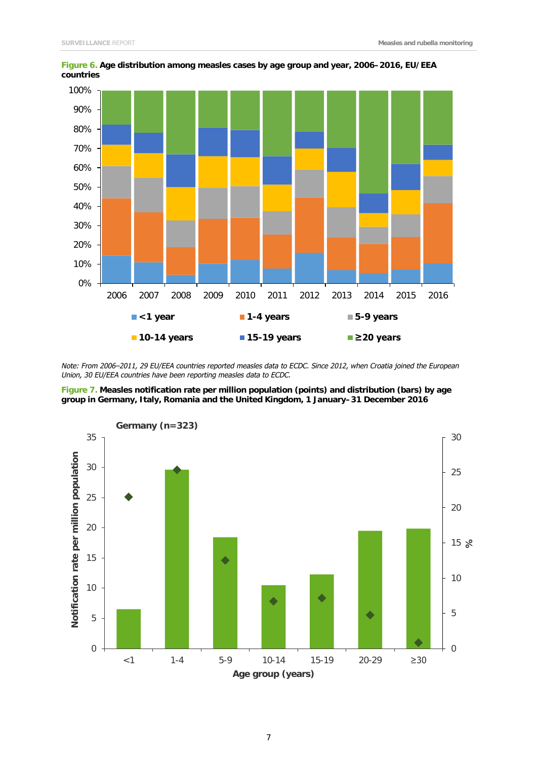**Figure 6. Age distribution among measles cases by age group and year, 2006–2016, EU/EEA countries**

*Note: From 2006–2011, 29 EU/EEA countries reported measles data to ECDC. Since 2012, when Croatia joined the European Union, 30 EU/EEA countries have been reporting measles data to ECDC.*

**Figure 7. Measles notification rate per million population (points) and distribution (bars) by age group in Germany, Italy, Romania and the United Kingdom, 1 January–31 December 2016**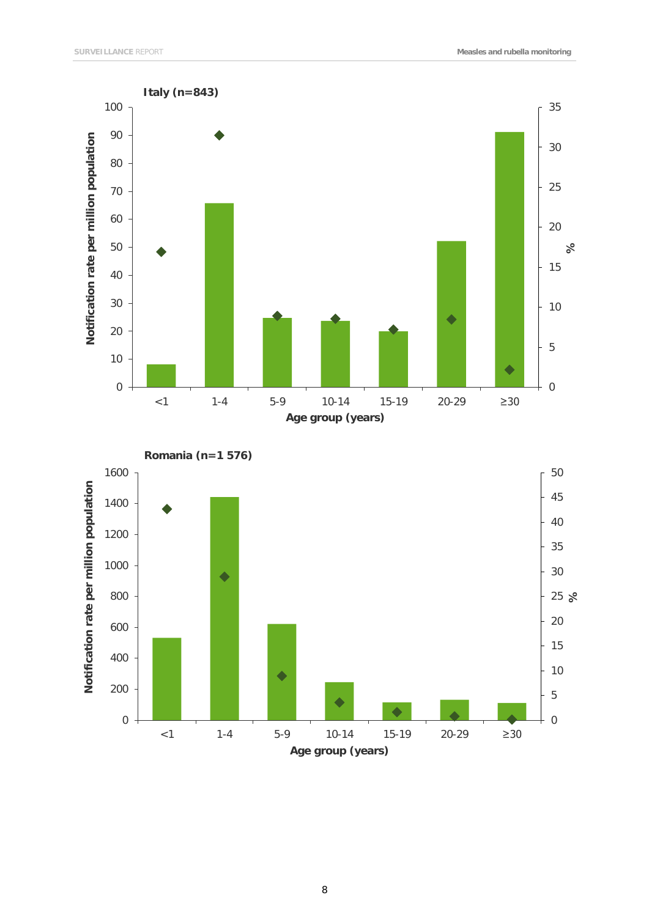**Italy (n=843)**

**Romania (n=1 576)**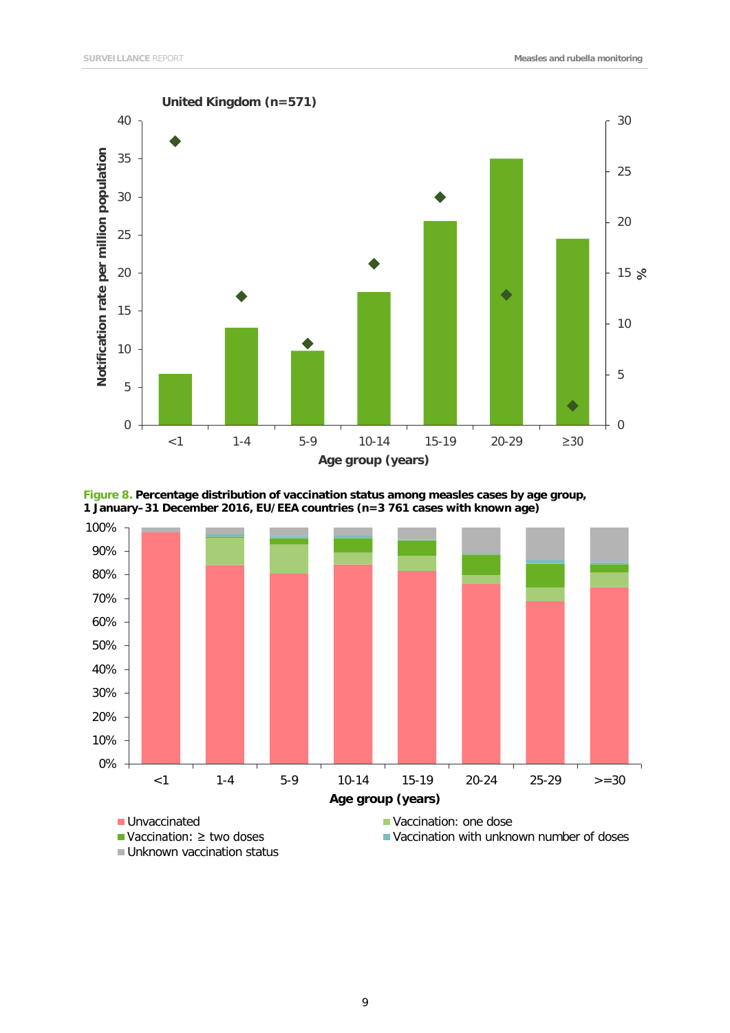United Kingdom (n=571)

**Figure 8.** **Percentage distribution of vaccination status among measles cases by age group, 1 January–31 December 2016, EU/EEA countries (n=3 761 cases with known age)**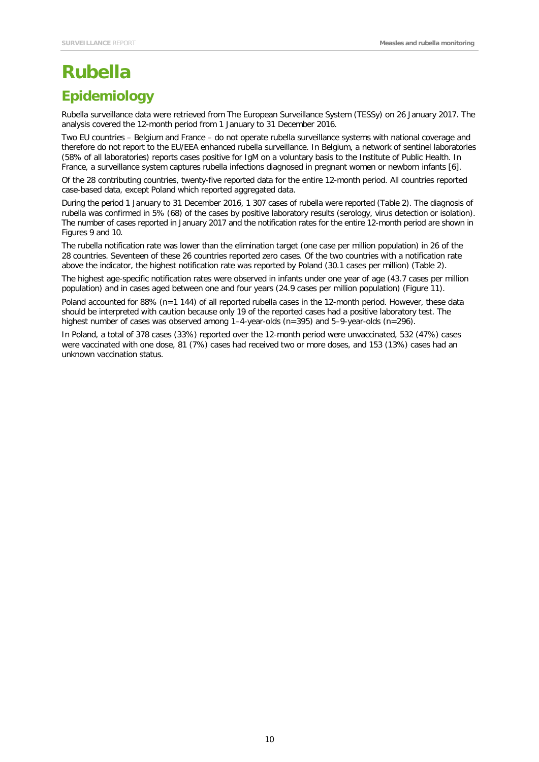# Rubella

## Epidemiology

Rubella surveillance data were retrieved from The European Surveillance System (TESSy) on 26 January 2017. The analysis covered the 12-month period from 1 January to 31 December 2016.

Two EU countries – Belgium and France – do not operate rubella surveillance systems with national coverage and therefore do not report to the EU/EEA enhanced rubella surveillance. In Belgium, a network of sentinel laboratories (58% of all laboratories) reports cases positive for IgM on a voluntary basis to the Institute of Public Health. In France, a surveillance system captures rubella infections diagnosed in pregnant women or newborn infants [6].

Of the 28 contributing countries, twenty-five reported data for the entire 12-month period. All countries reported case-based data, except Poland which reported aggregated data.

During the period 1 January to 31 December 2016, 1 307 cases of rubella were reported (Table 2). The diagnosis of rubella was confirmed in 5% (68) of the cases by positive laboratory results (serology, virus detection or isolation). The number of cases reported in January 2017 and the notification rates for the entire 12-month period are shown in Figures 9 and 10.

The rubella notification rate was lower than the elimination target (one case per million population) in 26 of the 28 countries. Seventeen of these 26 countries reported zero cases. Of the two countries with a notification rate above the indicator, the highest notification rate was reported by Poland (30.1 cases per million) (Table 2).

The highest age-specific notification rates were observed in infants under one year of age (43.7 cases per million population) and in cases aged between one and four years (24.9 cases per million population) (Figure 11).

Poland accounted for 88% (n=1 144) of all reported rubella cases in the 12-month period. However, these data should be interpreted with caution because only 19 of the reported cases had a positive laboratory test. The highest number of cases was observed among 1–4-year-olds (n=395) and 5–9-year-olds (n=296).

In Poland, a total of 378 cases (33%) reported over the 12-month period were unvaccinated, 532 (47%) cases were vaccinated with one dose, 81 (7%) cases had received two or more doses, and 153 (13%) cases had an unknown vaccination status.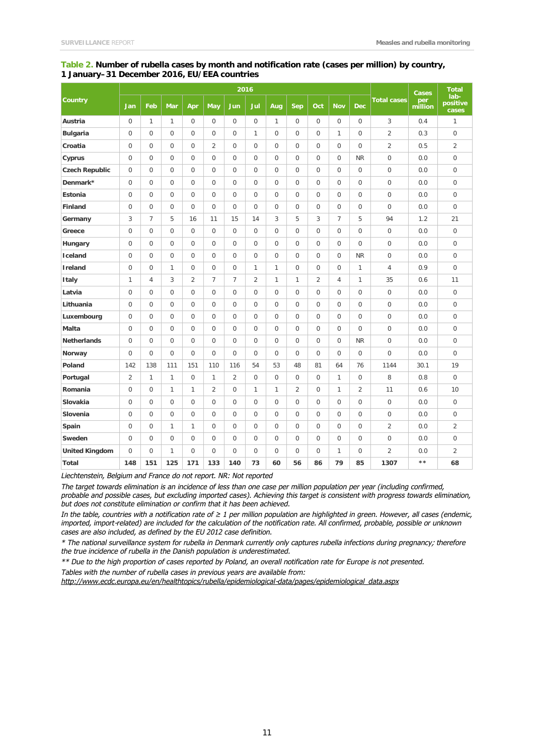**Table 2. Number of rubella cases by month and notification rate (cases per million) by country, 1 January–31 December 2016, EU/EEA countries**

| Country | 2016 | | | | | | | | | | | | Total cases | Cases per million | Total lab-positive cases |
|---|---|---|---|---|---|---|---|---|---|---|---|---|---|---|---|
| | Jan | Feb | Mar | Apr | May | Jun | Jul | Aug | Sep | Oct | Nov | Dec | | | |
| **Austria** | 0 | 1 | 1 | 0 | 0 | 0 | 0 | 1 | 0 | 0 | 0 | 0 | 3 | 0.4 | 1 |
| **Bulgaria** | 0 | 0 | 0 | 0 | 0 | 0 | 1 | 0 | 0 | 0 | 1 | 0 | 2 | 0.3 | 0 |
| **Croatia** | 0 | 0 | 0 | 0 | 2 | 0 | 0 | 0 | 0 | 0 | 0 | 0 | 2 | 0.5 | 2 |
| **Cyprus** | 0 | 0 | 0 | 0 | 0 | 0 | 0 | 0 | 0 | 0 | 0 | NR | 0 | 0.0 | 0 |
| **Czech Republic** | 0 | 0 | 0 | 0 | 0 | 0 | 0 | 0 | 0 | 0 | 0 | 0 | 0 | 0.0 | 0 |
| **Denmark*** | 0 | 0 | 0 | 0 | 0 | 0 | 0 | 0 | 0 | 0 | 0 | 0 | 0 | 0.0 | 0 |
| **Estonia** | 0 | 0 | 0 | 0 | 0 | 0 | 0 | 0 | 0 | 0 | 0 | 0 | 0 | 0.0 | 0 |
| **Finland** | 0 | 0 | 0 | 0 | 0 | 0 | 0 | 0 | 0 | 0 | 0 | 0 | 0 | 0.0 | 0 |
| **Germany** | 3 | 7 | 5 | 16 | 11 | 15 | 14 | 3 | 5 | 3 | 7 | 5 | 94 | 1.2 | 21 |
| **Greece** | 0 | 0 | 0 | 0 | 0 | 0 | 0 | 0 | 0 | 0 | 0 | 0 | 0 | 0.0 | 0 |
| **Hungary** | 0 | 0 | 0 | 0 | 0 | 0 | 0 | 0 | 0 | 0 | 0 | 0 | 0 | 0.0 | 0 |
| **Iceland** | 0 | 0 | 0 | 0 | 0 | 0 | 0 | 0 | 0 | 0 | 0 | NR | 0 | 0.0 | 0 |
| **Ireland** | 0 | 0 | 1 | 0 | 0 | 0 | 1 | 1 | 0 | 0 | 0 | 1 | 4 | 0.9 | 0 |
| **Italy** | 1 | 4 | 3 | 2 | 7 | 7 | 2 | 1 | 1 | 2 | 4 | 1 | 35 | 0.6 | 11 |
| **Latvia** | 0 | 0 | 0 | 0 | 0 | 0 | 0 | 0 | 0 | 0 | 0 | 0 | 0 | 0.0 | 0 |
| **Lithuania** | 0 | 0 | 0 | 0 | 0 | 0 | 0 | 0 | 0 | 0 | 0 | 0 | 0 | 0.0 | 0 |
| **Luxembourg** | 0 | 0 | 0 | 0 | 0 | 0 | 0 | 0 | 0 | 0 | 0 | 0 | 0 | 0.0 | 0 |
| **Malta** | 0 | 0 | 0 | 0 | 0 | 0 | 0 | 0 | 0 | 0 | 0 | 0 | 0 | 0.0 | 0 |
| **Netherlands** | 0 | 0 | 0 | 0 | 0 | 0 | 0 | 0 | 0 | 0 | 0 | NR | 0 | 0.0 | 0 |
| **Norway** | 0 | 0 | 0 | 0 | 0 | 0 | 0 | 0 | 0 | 0 | 0 | 0 | 0 | 0.0 | 0 |
| **Poland** | 142 | 138 | 111 | 151 | 110 | 116 | 54 | 53 | 48 | 81 | 64 | 76 | 1144 | 30.1 | 19 |
| **Portugal** | 2 | 1 | 1 | 0 | 1 | 2 | 0 | 0 | 0 | 0 | 1 | 0 | 8 | 0.8 | 0 |
| **Romania** | 0 | 0 | 1 | 1 | 2 | 0 | 1 | 1 | 2 | 0 | 1 | 2 | 11 | 0.6 | 10 |
| **Slovakia** | 0 | 0 | 0 | 0 | 0 | 0 | 0 | 0 | 0 | 0 | 0 | 0 | 0 | 0.0 | 0 |
| **Slovenia** | 0 | 0 | 0 | 0 | 0 | 0 | 0 | 0 | 0 | 0 | 0 | 0 | 0 | 0.0 | 0 |
| **Spain** | 0 | 0 | 1 | 1 | 0 | 0 | 0 | 0 | 0 | 0 | 0 | 0 | 2 | 0.0 | 2 |
| **Sweden** | 0 | 0 | 0 | 0 | 0 | 0 | 0 | 0 | 0 | 0 | 0 | 0 | 0 | 0.0 | 0 |
| **United Kingdom** | 0 | 0 | 1 | 0 | 0 | 0 | 0 | 0 | 0 | 0 | 1 | 0 | 2 | 0.0 | 2 |
| **Total** | **148** | **151** | **125** | **171** | **133** | **140** | **73** | **60** | **56** | **86** | **79** | **85** | **1307** | ** | **68** |

*Liechtenstein, Belgium and France do not report. NR: Not reported*

*The target towards elimination is an incidence of less than one case per million population per year (including confirmed, probable and possible cases, but excluding imported cases). Achieving this target is consistent with progress towards elimination, but does not constitute elimination or confirm that it has been achieved.*

*In the table, countries with a notification rate of ≥ 1 per million population are highlighted in green. However, all cases (endemic, imported, import-related) are included for the calculation of the notification rate. All confirmed, probable, possible or unknown cases are also included, as defined by the EU 2012 case definition.*

*\* The national surveillance system for rubella in Denmark currently only captures rubella infections during pregnancy; therefore the true incidence of rubella in the Danish population is underestimated.*

*\*\* Due to the high proportion of cases reported by Poland, an overall notification rate for Europe is not presented.*

*Tables with the number of rubella cases in previous years are available from:*
*http://www.ecdc.europa.eu/en/healthtopics/rubella/epidemiological-data/pages/epidemiological_data.aspx*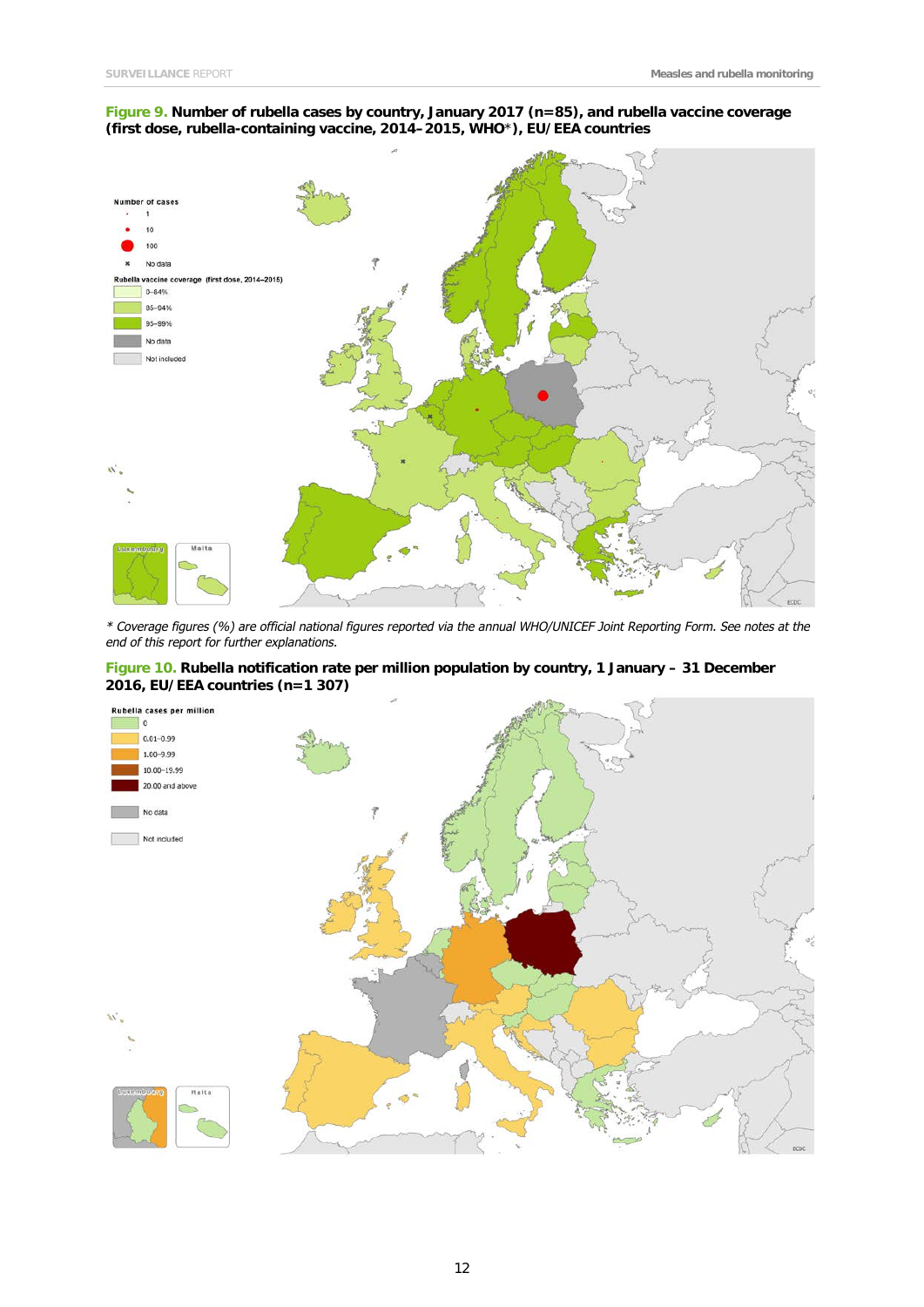**Figure 9. Number of rubella cases by country, January 2017 (n=85), and rubella vaccine coverage (first dose, rubella-containing vaccine, 2014–2015, WHO*), EU/EEA countries**

\* *Coverage figures (%) are official national figures reported via the annual WHO/UNICEF Joint Reporting Form. See notes at the end of this report for further explanations.*

**Figure 10. Rubella notification rate per million population by country, 1 January – 31 December 2016, EU/EEA countries (n=1 307)**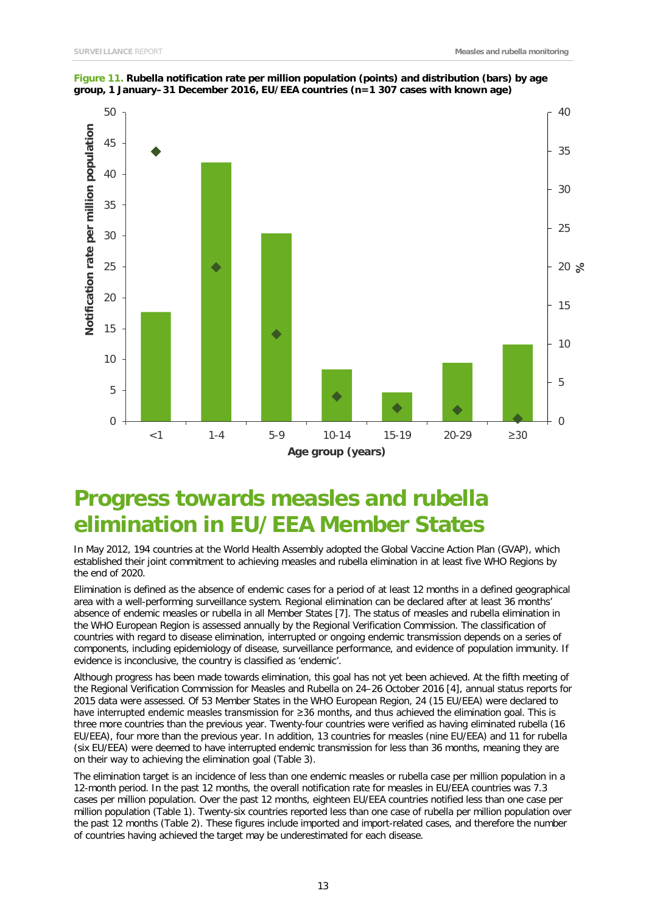**Figure 11.** **Rubella notification rate per million population (points) and distribution (bars) by age group, 1 January–31 December 2016, EU/EEA countries (n=1 307 cases with known age)**

# Progress towards measles and rubella elimination in EU/EEA Member States

In May 2012, 194 countries at the World Health Assembly adopted the Global Vaccine Action Plan (GVAP), which established their joint commitment to achieving measles and rubella elimination in at least five WHO Regions by the end of 2020.

Elimination is defined as the absence of endemic cases for a period of at least 12 months in a defined geographical area with a well-performing surveillance system. Regional elimination can be declared after at least 36 months' absence of endemic measles or rubella in all Member States [7]. The status of measles and rubella elimination in the WHO European Region is assessed annually by the Regional Verification Commission. The classification of countries with regard to disease elimination, interrupted or ongoing endemic transmission depends on a series of components, including epidemiology of disease, surveillance performance, and evidence of population immunity. If evidence is inconclusive, the country is classified as 'endemic'.

Although progress has been made towards elimination, this goal has not yet been achieved. At the fifth meeting of the Regional Verification Commission for Measles and Rubella on 24–26 October 2016 [4], annual status reports for 2015 data were assessed. Of 53 Member States in the WHO European Region, 24 (15 EU/EEA) were declared to have interrupted endemic measles transmission for ≥36 months, and thus achieved the elimination goal. This is three more countries than the previous year. Twenty-four countries were verified as having eliminated rubella (16 EU/EEA), four more than the previous year. In addition, 13 countries for measles (nine EU/EEA) and 11 for rubella (six EU/EEA) were deemed to have interrupted endemic transmission for less than 36 months, meaning they are on their way to achieving the elimination goal (Table 3).

The elimination target is an incidence of less than one endemic measles or rubella case per million population in a 12-month period. In the past 12 months, the overall notification rate for measles in EU/EEA countries was 7.3 cases per million population. Over the past 12 months, eighteen EU/EEA countries notified less than one case per million population (Table 1). Twenty-six countries reported less than one case of rubella per million population over the past 12 months (Table 2). These figures include imported and import-related cases, and therefore the number of countries having achieved the target may be underestimated for each disease.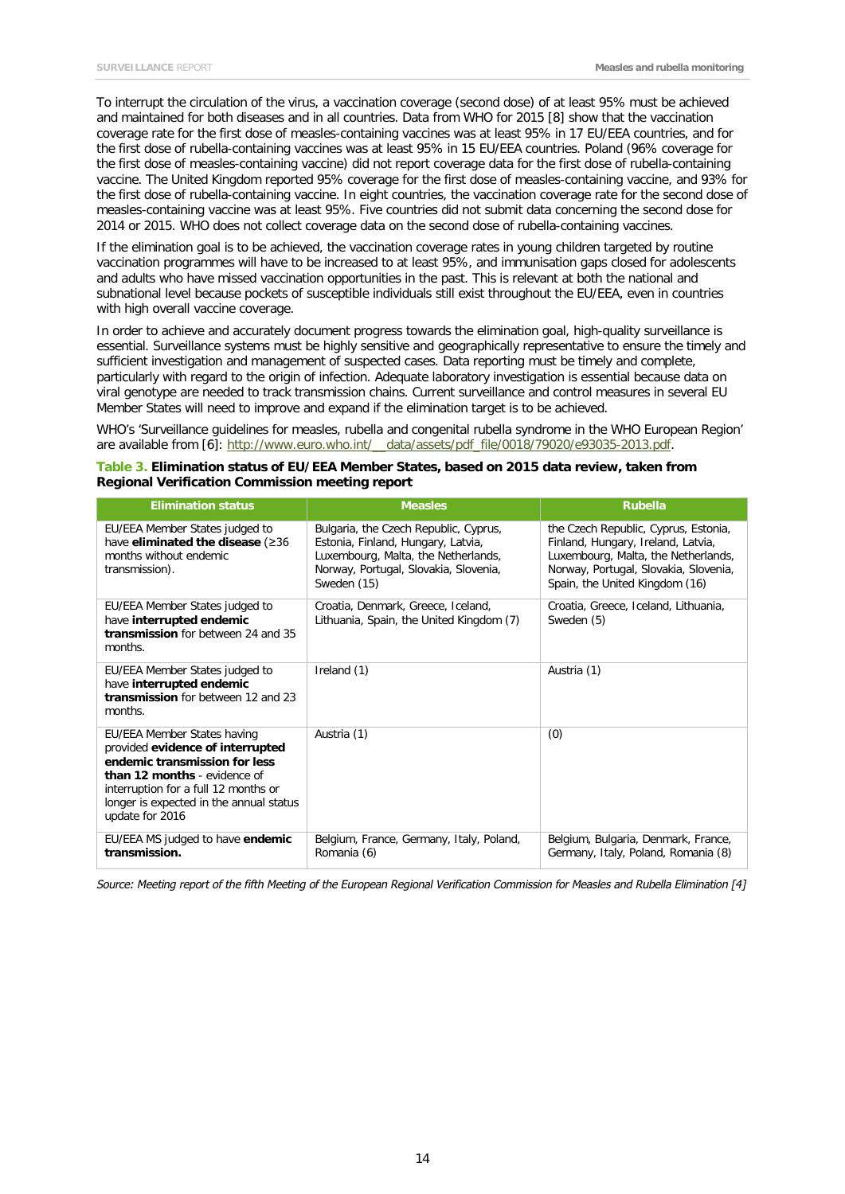To interrupt the circulation of the virus, a vaccination coverage (second dose) of at least 95% must be achieved and maintained for both diseases and in all countries. Data from WHO for 2015 [8] show that the vaccination coverage rate for the first dose of measles-containing vaccines was at least 95% in 17 EU/EEA countries, and for the first dose of rubella-containing vaccines was at least 95% in 15 EU/EEA countries. Poland (96% coverage for the first dose of measles-containing vaccine) did not report coverage data for the first dose of rubella-containing vaccine. The United Kingdom reported 95% coverage for the first dose of measles-containing vaccine, and 93% for the first dose of rubella-containing vaccine. In eight countries, the vaccination coverage rate for the second dose of measles-containing vaccine was at least 95%. Five countries did not submit data concerning the second dose for 2014 or 2015. WHO does not collect coverage data on the second dose of rubella-containing vaccines.

If the elimination goal is to be achieved, the vaccination coverage rates in young children targeted by routine vaccination programmes will have to be increased to at least 95%, and immunisation gaps closed for adolescents and adults who have missed vaccination opportunities in the past. This is relevant at both the national and subnational level because pockets of susceptible individuals still exist throughout the EU/EEA, even in countries with high overall vaccine coverage.

In order to achieve and accurately document progress towards the elimination goal, high-quality surveillance is essential. Surveillance systems must be highly sensitive and geographically representative to ensure the timely and sufficient investigation and management of suspected cases. Data reporting must be timely and complete, particularly with regard to the origin of infection. Adequate laboratory investigation is essential because data on viral genotype are needed to track transmission chains. Current surveillance and control measures in several EU Member States will need to improve and expand if the elimination target is to be achieved.

WHO's 'Surveillance guidelines for measles, rubella and congenital rubella syndrome in the WHO European Region' are available from [6]: http://www.euro.who.int/__data/assets/pdf_file/0018/79020/e93035-2013.pdf.

**Table 3. Elimination status of EU/EEA Member States, based on 2015 data review, taken from Regional Verification Commission meeting report**

| Elimination status | Measles | Rubella |
|---|---|---|
| EU/EEA Member States judged to have **eliminated the disease** (≥36 months without endemic transmission). | Bulgaria, the Czech Republic, Cyprus, Estonia, Finland, Hungary, Latvia, Luxembourg, Malta, the Netherlands, Norway, Portugal, Slovakia, Slovenia, Sweden (15) | the Czech Republic, Cyprus, Estonia, Finland, Hungary, Ireland, Latvia, Luxembourg, Malta, the Netherlands, Norway, Portugal, Slovakia, Slovenia, Spain, the United Kingdom (16) |
| EU/EEA Member States judged to have **interrupted endemic transmission** for between 24 and 35 months. | Croatia, Denmark, Greece, Iceland, Lithuania, Spain, the United Kingdom (7) | Croatia, Greece, Iceland, Lithuania, Sweden (5) |
| EU/EEA Member States judged to have **interrupted endemic transmission** for between 12 and 23 months. | Ireland (1) | Austria (1) |
| EU/EEA Member States having provided **evidence of interrupted endemic transmission for less than 12 months** - evidence of interruption for a full 12 months or longer is expected in the annual status update for 2016 | Austria (1) | (0) |
| EU/EEA MS judged to have **endemic transmission.** | Belgium, France, Germany, Italy, Poland, Romania (6) | Belgium, Bulgaria, Denmark, France, Germany, Italy, Poland, Romania (8) |

*Source: Meeting report of the fifth Meeting of the European Regional Verification Commission for Measles and Rubella Elimination [4]*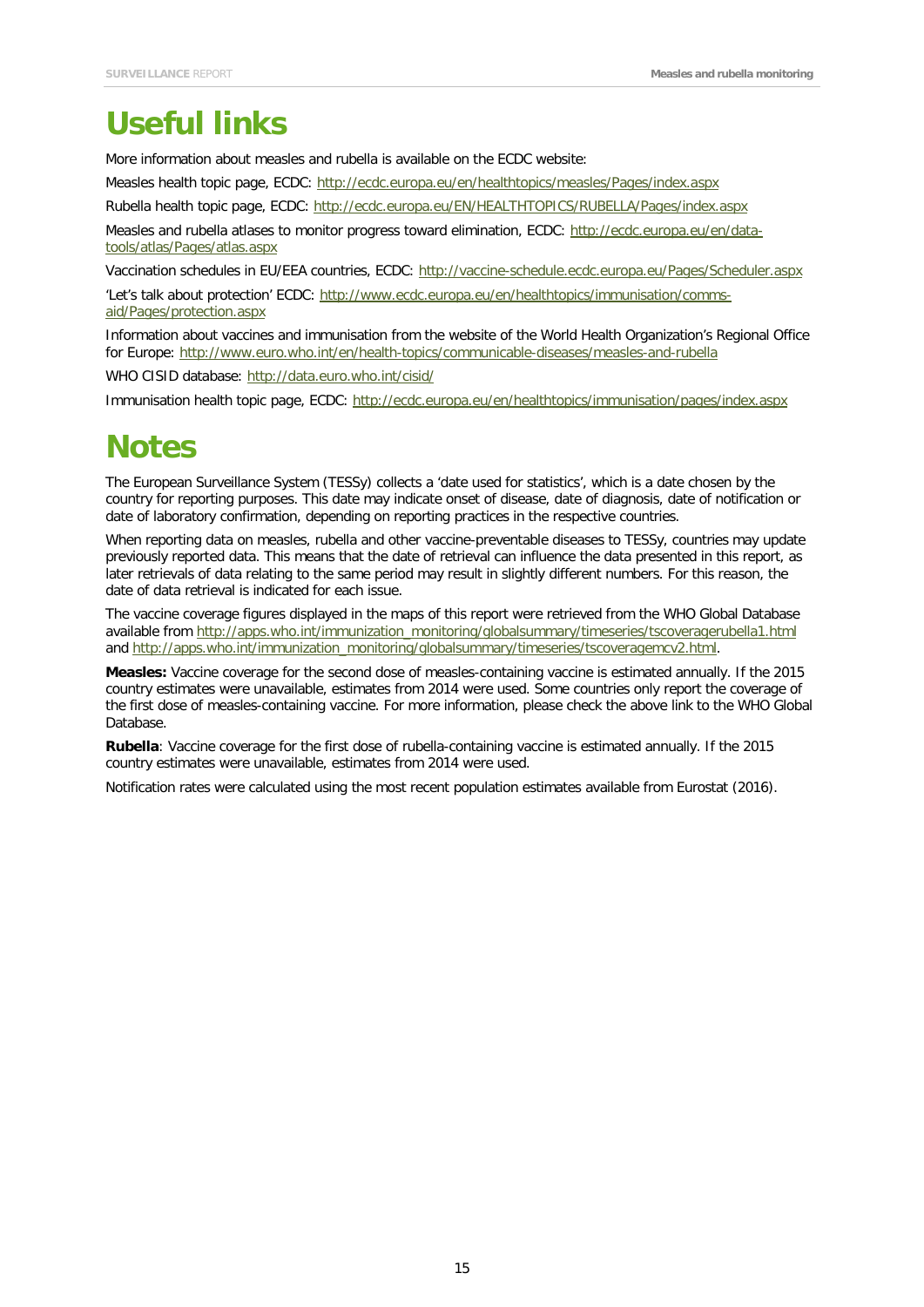# Useful links

More information about measles and rubella is available on the ECDC website:

Measles health topic page, ECDC: http://ecdc.europa.eu/en/healthtopics/measles/Pages/index.aspx

Rubella health topic page, ECDC: http://ecdc.europa.eu/EN/HEALTHTOPICS/RUBELLA/Pages/index.aspx

Measles and rubella atlases to monitor progress toward elimination, ECDC: http://ecdc.europa.eu/en/data-tools/atlas/Pages/atlas.aspx

Vaccination schedules in EU/EEA countries, ECDC: http://vaccine-schedule.ecdc.europa.eu/Pages/Scheduler.aspx

'Let's talk about protection' ECDC: http://www.ecdc.europa.eu/en/healthtopics/immunisation/comms-aid/Pages/protection.aspx

Information about vaccines and immunisation from the website of the World Health Organization's Regional Office for Europe: http://www.euro.who.int/en/health-topics/communicable-diseases/measles-and-rubella

WHO CISID database: http://data.euro.who.int/cisid/

Immunisation health topic page, ECDC: http://ecdc.europa.eu/en/healthtopics/immunisation/pages/index.aspx

# Notes

The European Surveillance System (TESSy) collects a 'date used for statistics', which is a date chosen by the country for reporting purposes. This date may indicate onset of disease, date of diagnosis, date of notification or date of laboratory confirmation, depending on reporting practices in the respective countries.

When reporting data on measles, rubella and other vaccine-preventable diseases to TESSy, countries may update previously reported data. This means that the date of retrieval can influence the data presented in this report, as later retrievals of data relating to the same period may result in slightly different numbers. For this reason, the date of data retrieval is indicated for each issue.

The vaccine coverage figures displayed in the maps of this report were retrieved from the WHO Global Database available from http://apps.who.int/immunization_monitoring/globalsummary/timeseries/tscoveragerubella1.html and http://apps.who.int/immunization_monitoring/globalsummary/timeseries/tscoveragemcv2.html.

**Measles:** Vaccine coverage for the second dose of measles-containing vaccine is estimated annually. If the 2015 country estimates were unavailable, estimates from 2014 were used. Some countries only report the coverage of the first dose of measles-containing vaccine. For more information, please check the above link to the WHO Global Database.

**Rubella**: Vaccine coverage for the first dose of rubella-containing vaccine is estimated annually. If the 2015 country estimates were unavailable, estimates from 2014 were used.

Notification rates were calculated using the most recent population estimates available from Eurostat (2016).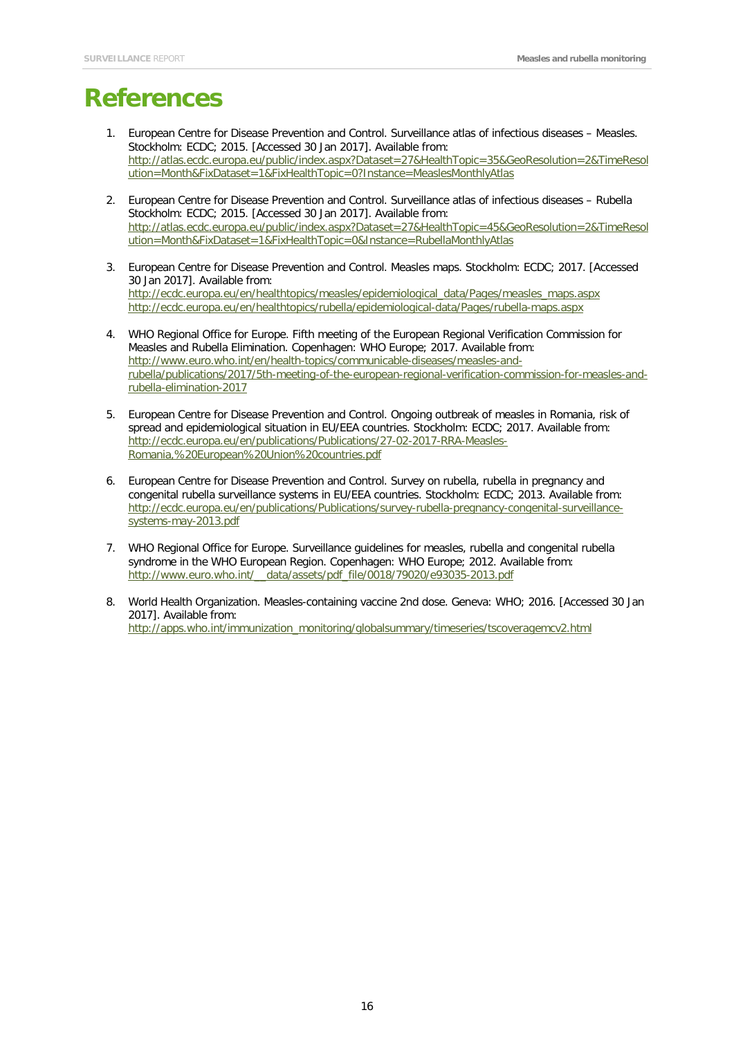# References

1. European Centre for Disease Prevention and Control. Surveillance atlas of infectious diseases – Measles. Stockholm: ECDC; 2015. [Accessed 30 Jan 2017]. Available from: http://atlas.ecdc.europa.eu/public/index.aspx?Dataset=27&HealthTopic=35&GeoResolution=2&TimeResolution=Month&FixDataset=1&FixHealthTopic=0?Instance=MeaslesMonthlyAtlas

2. European Centre for Disease Prevention and Control. Surveillance atlas of infectious diseases – Rubella Stockholm: ECDC; 2015. [Accessed 30 Jan 2017]. Available from: http://atlas.ecdc.europa.eu/public/index.aspx?Dataset=27&HealthTopic=45&GeoResolution=2&TimeResolution=Month&FixDataset=1&FixHealthTopic=0&Instance=RubellaMonthlyAtlas

3. European Centre for Disease Prevention and Control. Measles maps. Stockholm: ECDC; 2017. [Accessed 30 Jan 2017]. Available from: http://ecdc.europa.eu/en/healthtopics/measles/epidemiological_data/Pages/measles_maps.aspx http://ecdc.europa.eu/en/healthtopics/rubella/epidemiological-data/Pages/rubella-maps.aspx

4. WHO Regional Office for Europe. Fifth meeting of the European Regional Verification Commission for Measles and Rubella Elimination. Copenhagen: WHO Europe; 2017. Available from: http://www.euro.who.int/en/health-topics/communicable-diseases/measles-and-rubella/publications/2017/5th-meeting-of-the-european-regional-verification-commission-for-measles-and-rubella-elimination-2017

5. European Centre for Disease Prevention and Control. Ongoing outbreak of measles in Romania, risk of spread and epidemiological situation in EU/EEA countries. Stockholm: ECDC; 2017. Available from: http://ecdc.europa.eu/en/publications/Publications/27-02-2017-RRA-Measles-Romania,%20European%20Union%20countries.pdf

6. European Centre for Disease Prevention and Control. Survey on rubella, rubella in pregnancy and congenital rubella surveillance systems in EU/EEA countries. Stockholm: ECDC; 2013. Available from: http://ecdc.europa.eu/en/publications/Publications/survey-rubella-pregnancy-congenital-surveillance-systems-may-2013.pdf

7. WHO Regional Office for Europe. Surveillance guidelines for measles, rubella and congenital rubella syndrome in the WHO European Region. Copenhagen: WHO Europe; 2012. Available from: http://www.euro.who.int/__data/assets/pdf_file/0018/79020/e93035-2013.pdf

8. World Health Organization. Measles-containing vaccine 2nd dose. Geneva: WHO; 2016. [Accessed 30 Jan 2017]. Available from: http://apps.who.int/immunization_monitoring/globalsummary/timeseries/tscoveragemcv2.html